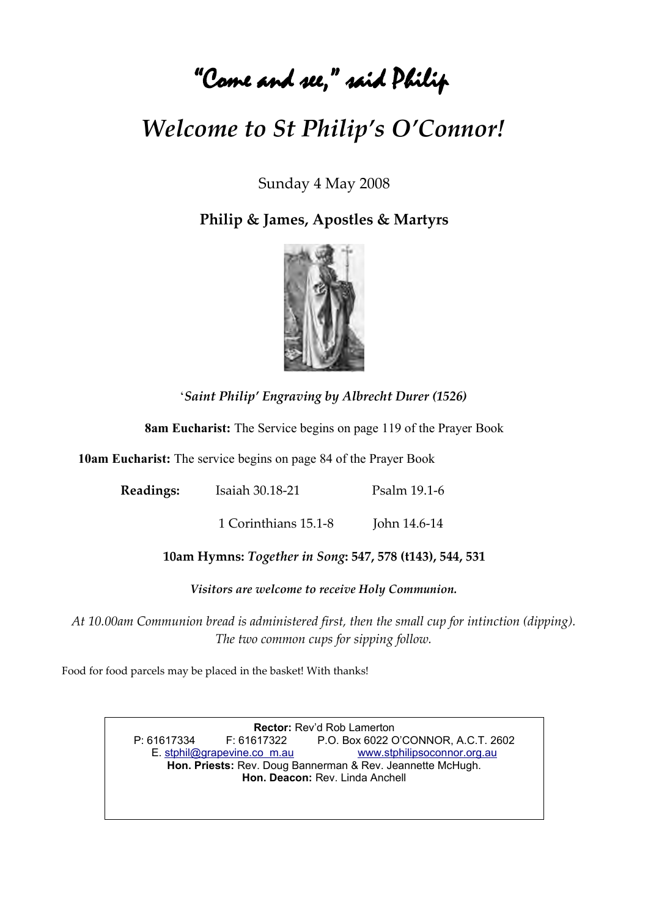# "Come and see," said Philip

# *Welcome to St Philip's O'Connor!*

Sunday 4 May 2008

**Philip & James, Apostles & Martyrs**

'*Saint Philip' Engraving by Albrecht Durer (1526)*

**8am Eucharist:** The Service begins on page 119 of the Prayer Book

**10am Eucharist:** The service begins on page 84 of the Prayer Book

| **Readings:** | Isaiah 30.18-21 | Psalm 19.1-6 |
|---|---|---|
| | 1 Corinthians 15.1-8 | John 14.6-14 |

**10am Hymns:** ***Together in Song*****: 547, 578 (t143), 544, 531**

***Visitors are welcome to receive Holy Communion.***

*At 10.00am Communion bread is administered first, then the small cup for intinction (dipping). The two common cups for sipping follow.*

Food for food parcels may be placed in the basket! With thanks!

**Rector:** Rev'd Rob Lamerton
P: 61617334 F: 61617322 P.O. Box 6022 O'CONNOR, A.C.T. 2602
E. stphil@grapevine.co m.au www.stphilipsoconnor.org.au
**Hon. Priests:** Rev. Doug Bannerman & Rev. Jeannette McHugh.
**Hon. Deacon:** Rev. Linda Anchell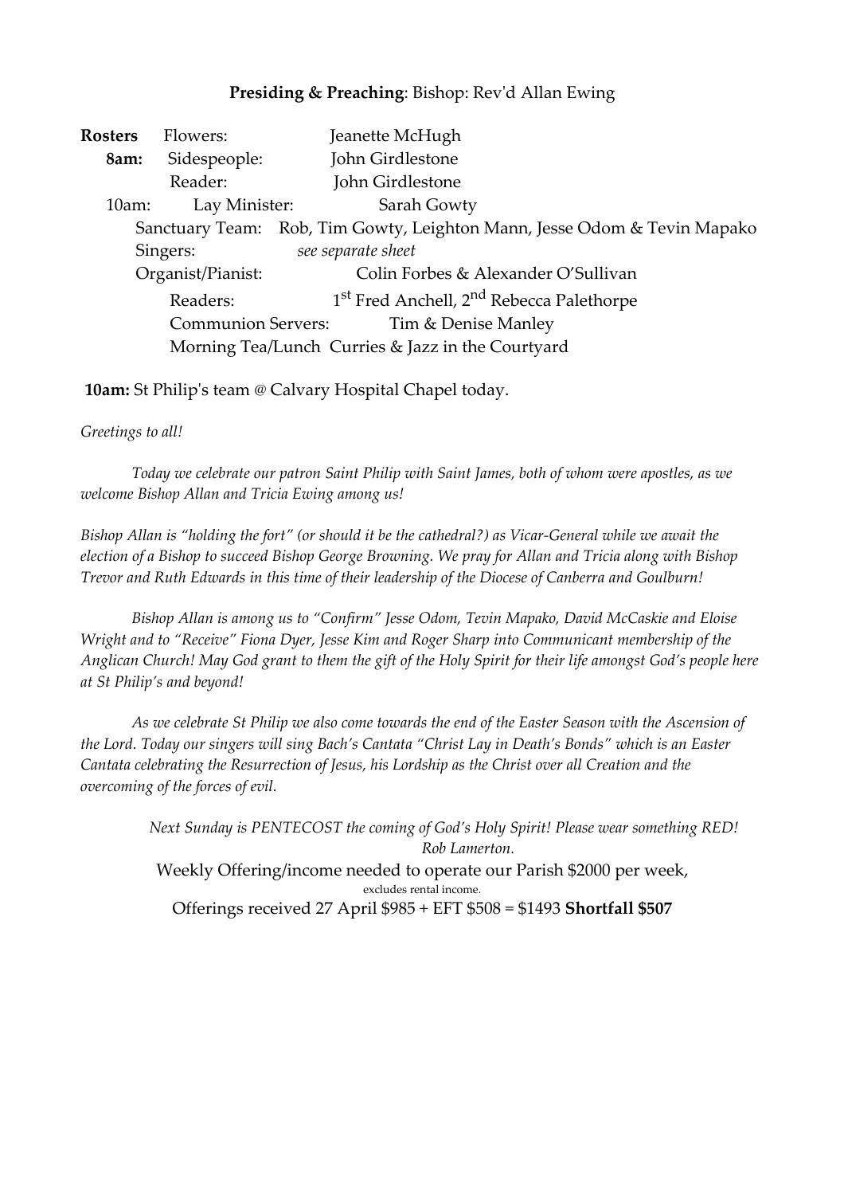**Presiding & Preaching**: Bishop: Rev'd Allan Ewing

**Rosters** Flowers: Jeanette McHugh

**8am:** Sidespeople: John Girdlestone

Reader: John Girdlestone

10am: Lay Minister: Sarah Gowty

Sanctuary Team: Rob, Tim Gowty, Leighton Mann, Jesse Odom & Tevin Mapako

Singers: *see separate sheet*

Organist/Pianist: Colin Forbes & Alexander O'Sullivan

Readers: 1st Fred Anchell, 2nd Rebecca Palethorpe

Communion Servers: Tim & Denise Manley

Morning Tea/Lunch Curries & Jazz in the Courtyard

**10am:** St Philip's team @ Calvary Hospital Chapel today.

*Greetings to all!*

*Today we celebrate our patron Saint Philip with Saint James, both of whom were apostles, as we welcome Bishop Allan and Tricia Ewing among us!*

*Bishop Allan is "holding the fort" (or should it be the cathedral?) as Vicar-General while we await the election of a Bishop to succeed Bishop George Browning. We pray for Allan and Tricia along with Bishop Trevor and Ruth Edwards in this time of their leadership of the Diocese of Canberra and Goulburn!*

*Bishop Allan is among us to "Confirm" Jesse Odom, Tevin Mapako, David McCaskie and Eloise Wright and to "Receive" Fiona Dyer, Jesse Kim and Roger Sharp into Communicant membership of the Anglican Church! May God grant to them the gift of the Holy Spirit for their life amongst God's people here at St Philip's and beyond!*

*As we celebrate St Philip we also come towards the end of the Easter Season with the Ascension of the Lord. Today our singers will sing Bach's Cantata "Christ Lay in Death's Bonds" which is an Easter Cantata celebrating the Resurrection of Jesus, his Lordship as the Christ over all Creation and the overcoming of the forces of evil.*

*Next Sunday is PENTECOST the coming of God's Holy Spirit! Please wear something RED!*
*Rob Lamerton.*

Weekly Offering/income needed to operate our Parish $2000 per week,
excludes rental income.

Offerings received 27 April $985 + EFT $508 = $1493 **Shortfall $507**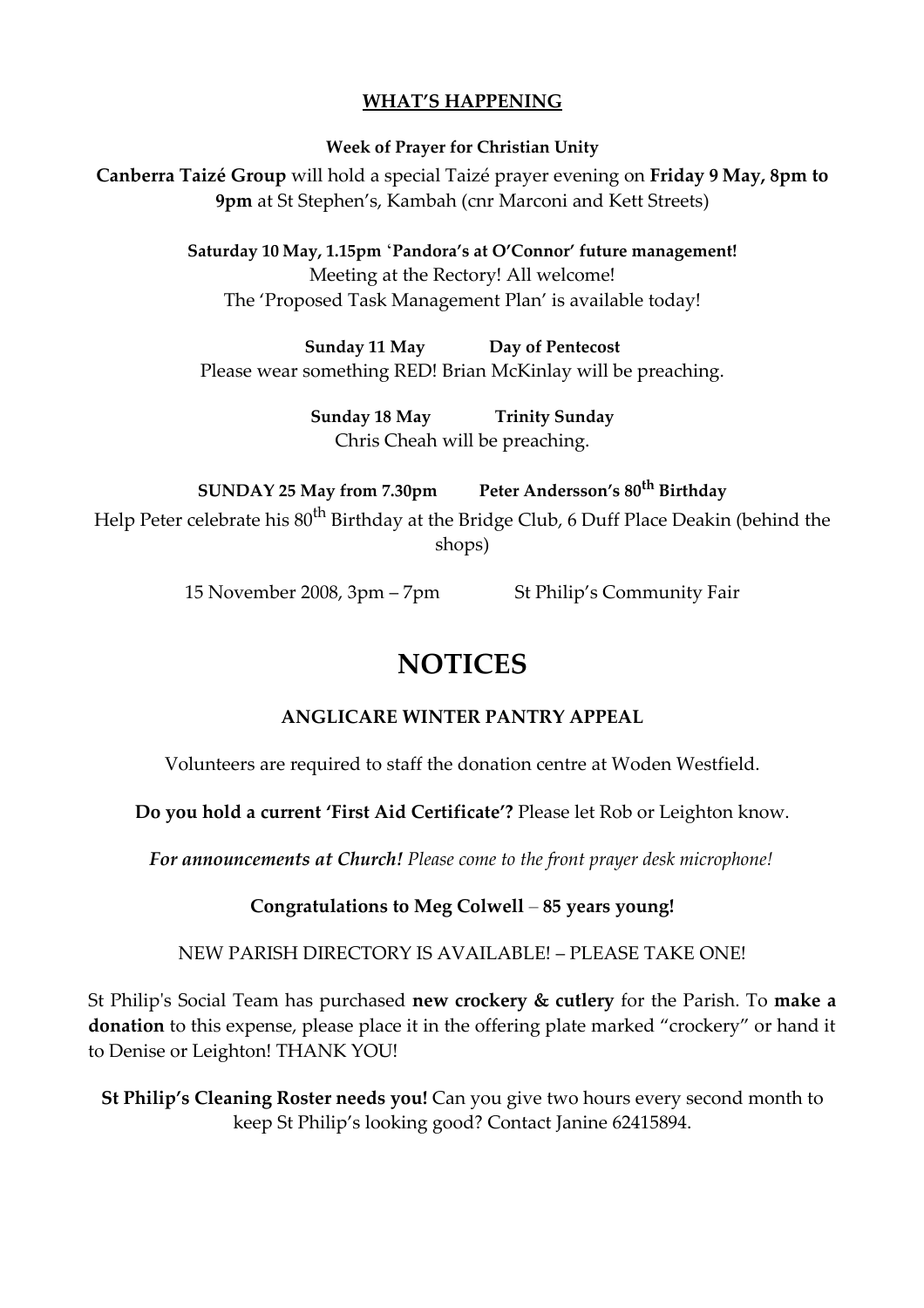## WHAT'S HAPPENING

**Week of Prayer for Christian Unity**

**Canberra Taizé Group** will hold a special Taizé prayer evening on **Friday 9 May, 8pm to 9pm** at St Stephen's, Kambah (cnr Marconi and Kett Streets)

**Saturday 10 May, 1.15pm 'Pandora's at O'Connor' future management!**
Meeting at the Rectory! All welcome!
The 'Proposed Task Management Plan' is available today!

**Sunday 11 May Day of Pentecost**
Please wear something RED! Brian McKinlay will be preaching.

**Sunday 18 May Trinity Sunday**
Chris Cheah will be preaching.

**SUNDAY 25 May from 7.30pm Peter Andersson's 80th Birthday**
Help Peter celebrate his 80th Birthday at the Bridge Club, 6 Duff Place Deakin (behind the shops)

15 November 2008, 3pm – 7pm St Philip's Community Fair

# NOTICES

**ANGLICARE WINTER PANTRY APPEAL**

Volunteers are required to staff the donation centre at Woden Westfield.

**Do you hold a current 'First Aid Certificate'?** Please let Rob or Leighton know.

***For announcements at Church!*** *Please come to the front prayer desk microphone!*

**Congratulations to Meg Colwell – 85 years young!**

NEW PARISH DIRECTORY IS AVAILABLE! – PLEASE TAKE ONE!

St Philip's Social Team has purchased **new crockery & cutlery** for the Parish. To **make a donation** to this expense, please place it in the offering plate marked "crockery" or hand it to Denise or Leighton! THANK YOU!

**St Philip's Cleaning Roster needs you!** Can you give two hours every second month to keep St Philip's looking good? Contact Janine 62415894.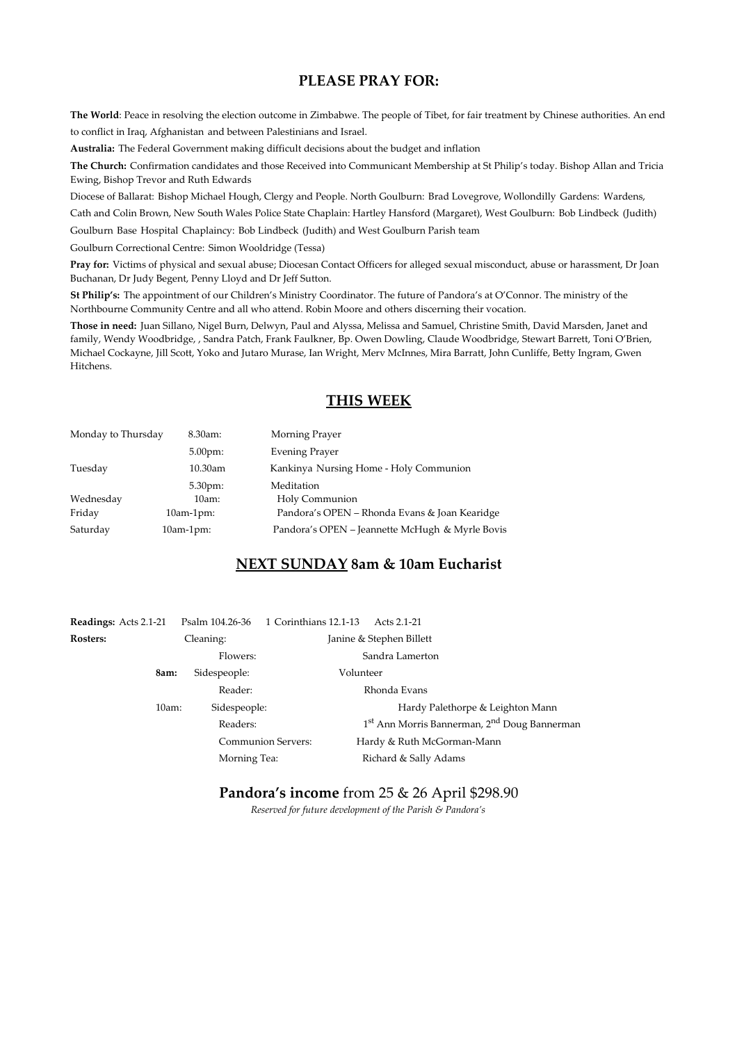## PLEASE PRAY FOR:

**The World**: Peace in resolving the election outcome in Zimbabwe. The people of Tibet, for fair treatment by Chinese authorities. An end to conflict in Iraq, Afghanistan and between Palestinians and Israel.

**Australia:** The Federal Government making difficult decisions about the budget and inflation

**The Church:** Confirmation candidates and those Received into Communicant Membership at St Philip's today. Bishop Allan and Tricia Ewing, Bishop Trevor and Ruth Edwards

Diocese of Ballarat: Bishop Michael Hough, Clergy and People. North Goulburn: Brad Lovegrove, Wollondilly Gardens: Wardens, Cath and Colin Brown, New South Wales Police State Chaplain: Hartley Hansford (Margaret), West Goulburn: Bob Lindbeck (Judith)

Goulburn Base Hospital Chaplaincy: Bob Lindbeck (Judith) and West Goulburn Parish team

Goulburn Correctional Centre: Simon Wooldridge (Tessa)

**Pray for:** Victims of physical and sexual abuse; Diocesan Contact Officers for alleged sexual misconduct, abuse or harassment, Dr Joan Buchanan, Dr Judy Begent, Penny Lloyd and Dr Jeff Sutton.

**St Philip's:** The appointment of our Children's Ministry Coordinator. The future of Pandora's at O'Connor. The ministry of the Northbourne Community Centre and all who attend. Robin Moore and others discerning their vocation.

**Those in need:** Juan Sillano, Nigel Burn, Delwyn, Paul and Alyssa, Melissa and Samuel, Christine Smith, David Marsden, Janet and family, Wendy Woodbridge, , Sandra Patch, Frank Faulkner, Bp. Owen Dowling, Claude Woodbridge, Stewart Barrett, Toni O'Brien, Michael Cockayne, Jill Scott, Yoko and Jutaro Murase, Ian Wright, Merv McInnes, Mira Barratt, John Cunliffe, Betty Ingram, Gwen Hitchens.

## THIS WEEK

| | | |
|---|---|---|
| Monday to Thursday | 8.30am: | Morning Prayer |
| | 5.00pm: | Evening Prayer |
| Tuesday | 10.30am | Kankinya Nursing Home - Holy Communion |
| | 5.30pm: | Meditation |
| Wednesday | 10am: | Holy Communion |
| Friday | 10am-1pm: | Pandora's OPEN – Rhonda Evans & Joan Kearidge |
| Saturday | 10am-1pm: | Pandora's OPEN – Jeannette McHugh & Myrle Bovis |

## NEXT SUNDAY 8am & 10am Eucharist

**Readings:** Acts 2.1-21 Psalm 104.26-36 1 Corinthians 12.1-13 Acts 2.1-21

| | | | |
|---|---|---|---|
| **Rosters:** | | Cleaning: | Janine & Stephen Billett |
| | | Flowers: | Sandra Lamerton |
| | **8am:** | Sidespeople: | Volunteer |
| | | Reader: | Rhonda Evans |
| | 10am: | Sidespeople: | Hardy Palethorpe & Leighton Mann |
| | | Readers: | 1st Ann Morris Bannerman, 2nd Doug Bannerman |
| | | Communion Servers: | Hardy & Ruth McGorman-Mann |
| | | Morning Tea: | Richard & Sally Adams |

**Pandora's income** from 25 & 26 April $298.90

*Reserved for future development of the Parish & Pandora's*